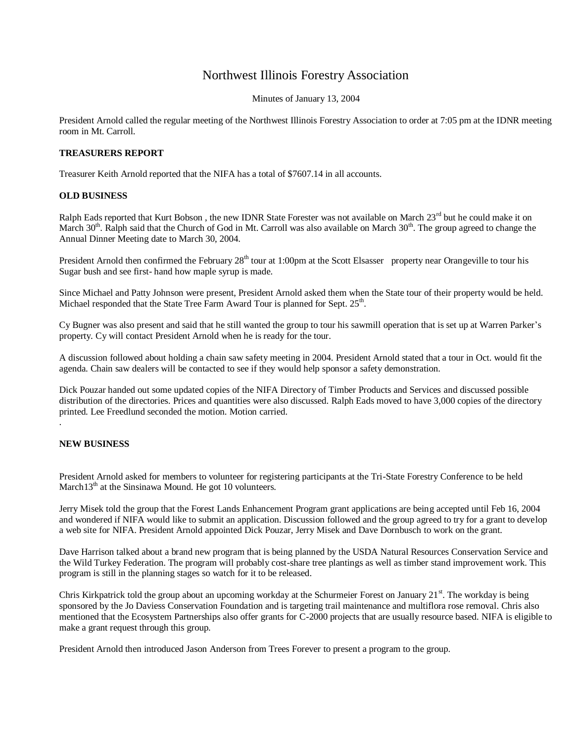# Northwest Illinois Forestry Association

Minutes of January 13, 2004

President Arnold called the regular meeting of the Northwest Illinois Forestry Association to order at 7:05 pm at the IDNR meeting room in Mt. Carroll.

**TREASURERS REPORT**

Treasurer Keith Arnold reported that the NIFA has a total of $7607.14 in all accounts.

**OLD BUSINESS**

Ralph Eads reported that Kurt Bobson , the new IDNR State Forester was not available on March 23rd but he could make it on March 30th. Ralph said that the Church of God in Mt. Carroll was also available on March 30th. The group agreed to change the Annual Dinner Meeting date to March 30, 2004.

President Arnold then confirmed the February 28th tour at 1:00pm at the Scott Elsasser property near Orangeville to tour his Sugar bush and see first- hand how maple syrup is made.

Since Michael and Patty Johnson were present, President Arnold asked them when the State tour of their property would be held. Michael responded that the State Tree Farm Award Tour is planned for Sept. 25th.

Cy Bugner was also present and said that he still wanted the group to tour his sawmill operation that is set up at Warren Parker's property. Cy will contact President Arnold when he is ready for the tour.

A discussion followed about holding a chain saw safety meeting in 2004. President Arnold stated that a tour in Oct. would fit the agenda. Chain saw dealers will be contacted to see if they would help sponsor a safety demonstration.

Dick Pouzar handed out some updated copies of the NIFA Directory of Timber Products and Services and discussed possible distribution of the directories. Prices and quantities were also discussed. Ralph Eads moved to have 3,000 copies of the directory printed. Lee Freedlund seconded the motion. Motion carried.

.

**NEW BUSINESS**

President Arnold asked for members to volunteer for registering participants at the Tri-State Forestry Conference to be held March13th at the Sinsinawa Mound. He got 10 volunteers.

Jerry Misek told the group that the Forest Lands Enhancement Program grant applications are being accepted until Feb 16, 2004 and wondered if NIFA would like to submit an application. Discussion followed and the group agreed to try for a grant to develop a web site for NIFA. President Arnold appointed Dick Pouzar, Jerry Misek and Dave Dornbusch to work on the grant.

Dave Harrison talked about a brand new program that is being planned by the USDA Natural Resources Conservation Service and the Wild Turkey Federation. The program will probably cost-share tree plantings as well as timber stand improvement work. This program is still in the planning stages so watch for it to be released.

Chris Kirkpatrick told the group about an upcoming workday at the Schurmeier Forest on January 21st. The workday is being sponsored by the Jo Daviess Conservation Foundation and is targeting trail maintenance and multiflora rose removal. Chris also mentioned that the Ecosystem Partnerships also offer grants for C-2000 projects that are usually resource based. NIFA is eligible to make a grant request through this group.

President Arnold then introduced Jason Anderson from Trees Forever to present a program to the group.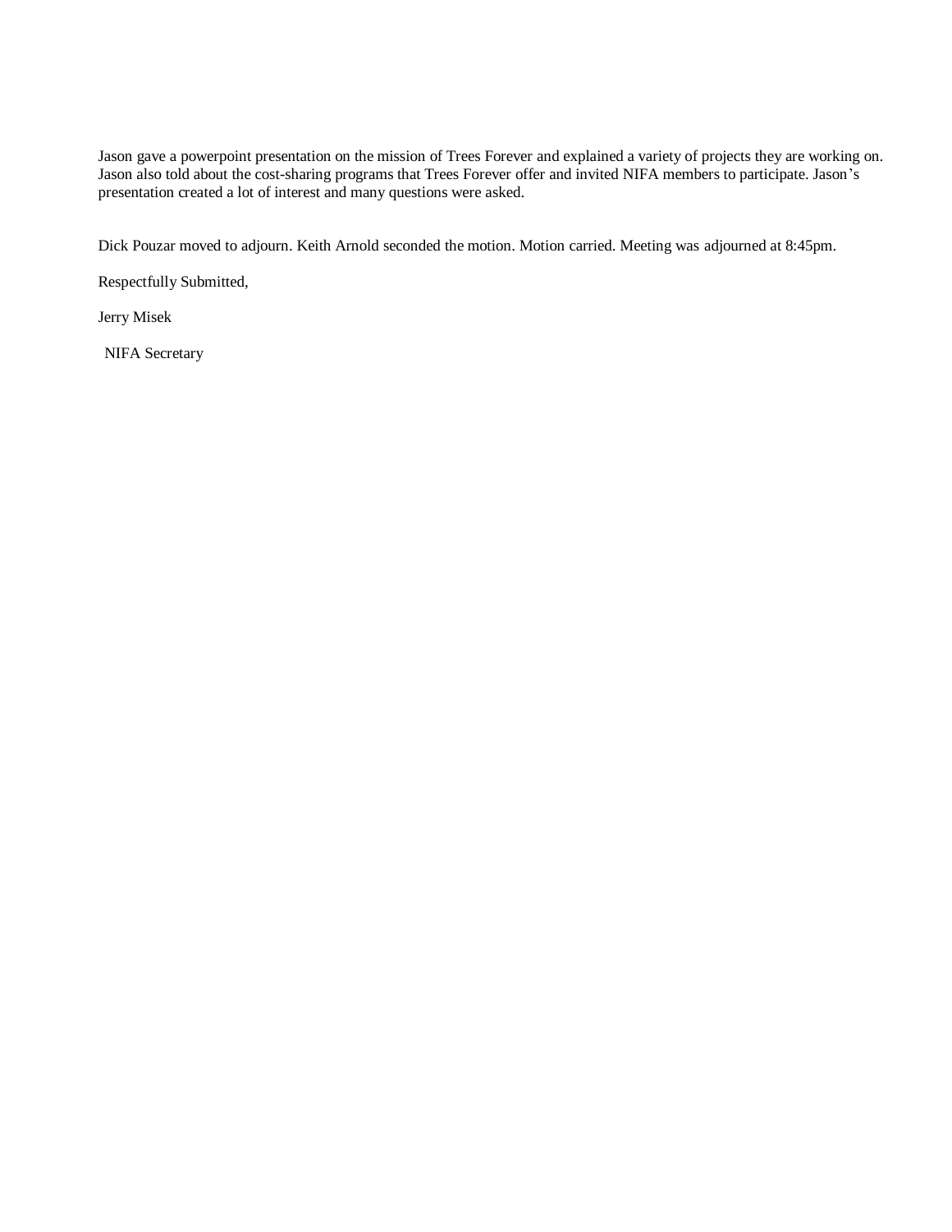Jason gave a powerpoint presentation on the mission of Trees Forever and explained a variety of projects they are working on. Jason also told about the cost-sharing programs that Trees Forever offer and invited NIFA members to participate. Jason's presentation created a lot of interest and many questions were asked.

Dick Pouzar moved to adjourn. Keith Arnold seconded the motion. Motion carried. Meeting was adjourned at 8:45pm.

Respectfully Submitted,

Jerry Misek

NIFA Secretary